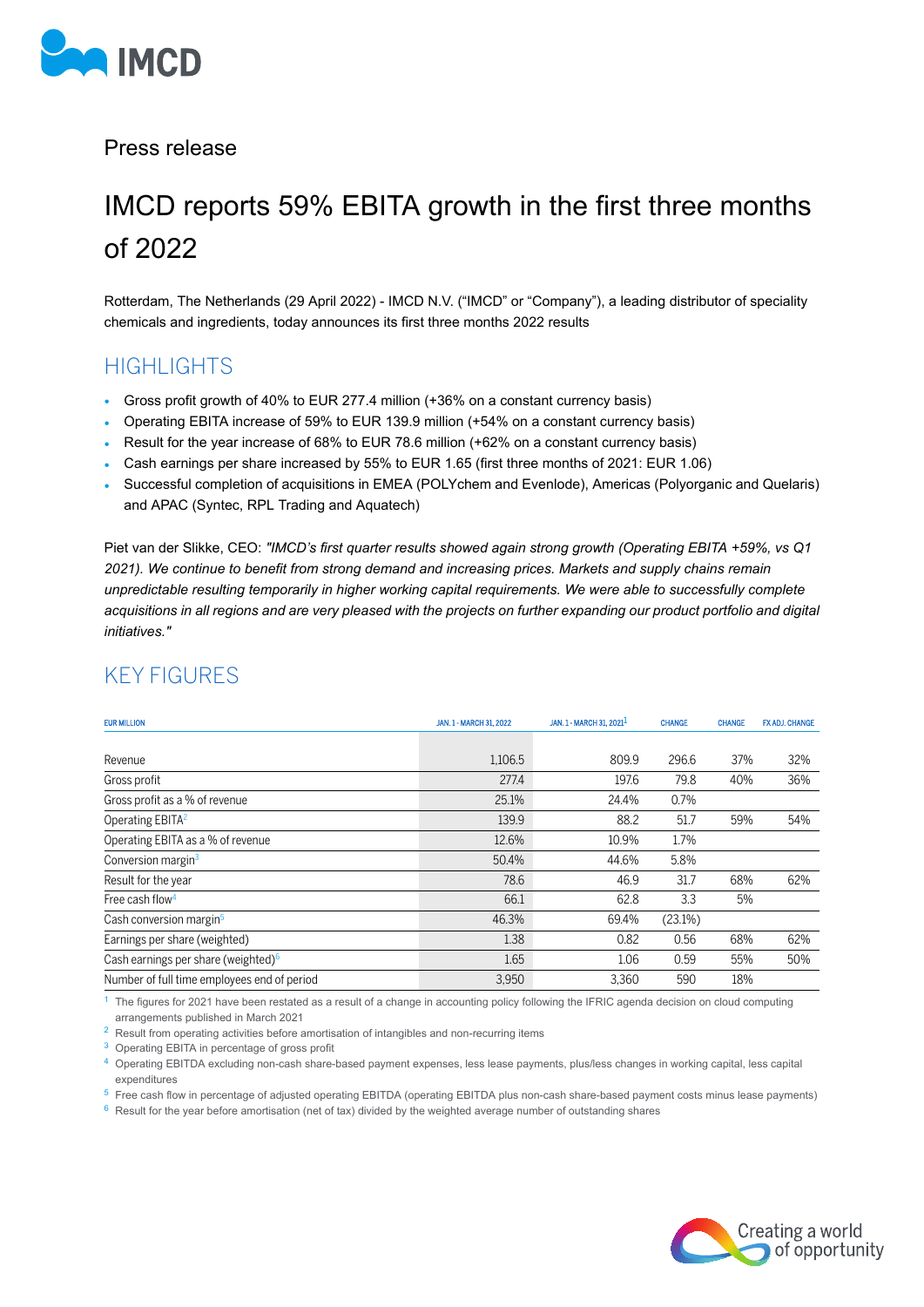Press release

# IMCD reports 59% EBITA growth in the first three months of 2022

Rotterdam, The Netherlands (29 April 2022) - IMCD N.V. ("IMCD" or "Company"), a leading distributor of speciality chemicals and ingredients, today announces its first three months 2022 results

## HIGHLIGHTS

- Gross profit growth of 40% to EUR 277.4 million (+36% on a constant currency basis)
- Operating EBITA increase of 59% to EUR 139.9 million (+54% on a constant currency basis)
- Result for the year increase of 68% to EUR 78.6 million (+62% on a constant currency basis)
- Cash earnings per share increased by 55% to EUR 1.65 (first three months of 2021: EUR 1.06)
- Successful completion of acquisitions in EMEA (POLYchem and Evenlode), Americas (Polyorganic and Quelaris) and APAC (Syntec, RPL Trading and Aquatech)

Piet van der Slikke, CEO: *"IMCD's first quarter results showed again strong growth (Operating EBITA +59%, vs Q1 2021). We continue to benefit from strong demand and increasing prices. Markets and supply chains remain unpredictable resulting temporarily in higher working capital requirements. We were able to successfully complete acquisitions in all regions and are very pleased with the projects on further expanding our product portfolio and digital initiatives."*

## KEY FIGURES

| EUR MILLION | JAN. 1 - MARCH 31, 2022 | JAN. 1 - MARCH 31, 2021[1] | CHANGE | CHANGE | FX ADJ. CHANGE |
|---|---|---|---|---|---|
| Revenue | 1,106.5 | 809.9 | 296.6 | 37% | 32% |
| Gross profit | 277.4 | 197.6 | 79.8 | 40% | 36% |
| Gross profit as a % of revenue | 25.1% | 24.4% | 0.7% | | |
| Operating EBITA[2] | 139.9 | 88.2 | 51.7 | 59% | 54% |
| Operating EBITA as a % of revenue | 12.6% | 10.9% | 1.7% | | |
| Conversion margin[3] | 50.4% | 44.6% | 5.8% | | |
| Result for the year | 78.6 | 46.9 | 31.7 | 68% | 62% |
| Free cash flow[4] | 66.1 | 62.8 | 3.3 | 5% | |
| Cash conversion margin[5] | 46.3% | 69.4% | (23.1%) | | |
| Earnings per share (weighted) | 1.38 | 0.82 | 0.56 | 68% | 62% |
| Cash earnings per share (weighted)[6] | 1.65 | 1.06 | 0.59 | 55% | 50% |
| Number of full time employees end of period | 3,950 | 3,360 | 590 | 18% | |

[1] The figures for 2021 have been restated as a result of a change in accounting policy following the IFRIC agenda decision on cloud computing arrangements published in March 2021

[2] Result from operating activities before amortisation of intangibles and non-recurring items

[3] Operating EBITA in percentage of gross profit

[4] Operating EBITDA excluding non-cash share-based payment expenses, less lease payments, plus/less changes in working capital, less capital expenditures

[5] Free cash flow in percentage of adjusted operating EBITDA (operating EBITDA plus non-cash share-based payment costs minus lease payments)

[6] Result for the year before amortisation (net of tax) divided by the weighted average number of outstanding shares

Creating a world of opportunity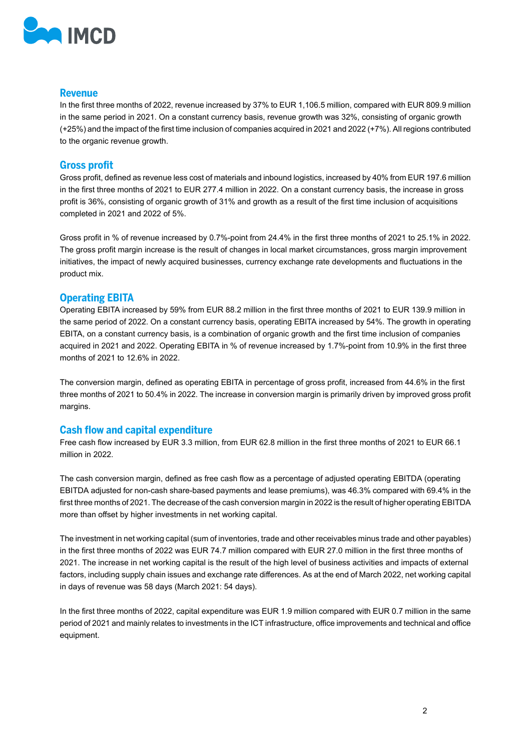## Revenue

In the first three months of 2022, revenue increased by 37% to EUR 1,106.5 million, compared with EUR 809.9 million in the same period in 2021. On a constant currency basis, revenue growth was 32%, consisting of organic growth (+25%) and the impact of the first time inclusion of companies acquired in 2021 and 2022 (+7%). All regions contributed to the organic revenue growth.

## Gross profit

Gross profit, defined as revenue less cost of materials and inbound logistics, increased by 40% from EUR 197.6 million in the first three months of 2021 to EUR 277.4 million in 2022. On a constant currency basis, the increase in gross profit is 36%, consisting of organic growth of 31% and growth as a result of the first time inclusion of acquisitions completed in 2021 and 2022 of 5%.

Gross profit in % of revenue increased by 0.7%-point from 24.4% in the first three months of 2021 to 25.1% in 2022. The gross profit margin increase is the result of changes in local market circumstances, gross margin improvement initiatives, the impact of newly acquired businesses, currency exchange rate developments and fluctuations in the product mix.

## Operating EBITA

Operating EBITA increased by 59% from EUR 88.2 million in the first three months of 2021 to EUR 139.9 million in the same period of 2022. On a constant currency basis, operating EBITA increased by 54%. The growth in operating EBITA, on a constant currency basis, is a combination of organic growth and the first time inclusion of companies acquired in 2021 and 2022. Operating EBITA in % of revenue increased by 1.7%-point from 10.9% in the first three months of 2021 to 12.6% in 2022.

The conversion margin, defined as operating EBITA in percentage of gross profit, increased from 44.6% in the first three months of 2021 to 50.4% in 2022. The increase in conversion margin is primarily driven by improved gross profit margins.

## Cash flow and capital expenditure

Free cash flow increased by EUR 3.3 million, from EUR 62.8 million in the first three months of 2021 to EUR 66.1 million in 2022.

The cash conversion margin, defined as free cash flow as a percentage of adjusted operating EBITDA (operating EBITDA adjusted for non-cash share-based payments and lease premiums), was 46.3% compared with 69.4% in the first three months of 2021. The decrease of the cash conversion margin in 2022 is the result of higher operating EBITDA more than offset by higher investments in net working capital.

The investment in net working capital (sum of inventories, trade and other receivables minus trade and other payables) in the first three months of 2022 was EUR 74.7 million compared with EUR 27.0 million in the first three months of 2021. The increase in net working capital is the result of the high level of business activities and impacts of external factors, including supply chain issues and exchange rate differences. As at the end of March 2022, net working capital in days of revenue was 58 days (March 2021: 54 days).

In the first three months of 2022, capital expenditure was EUR 1.9 million compared with EUR 0.7 million in the same period of 2021 and mainly relates to investments in the ICT infrastructure, office improvements and technical and office equipment.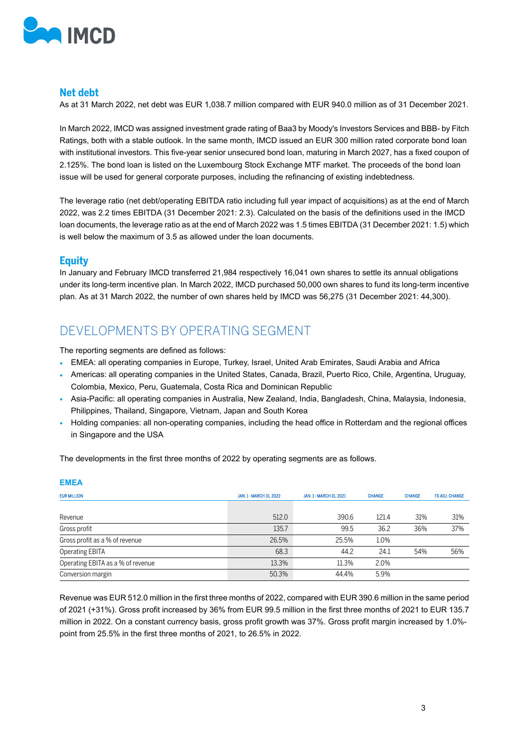## Net debt

As at 31 March 2022, net debt was EUR 1,038.7 million compared with EUR 940.0 million as of 31 December 2021.

In March 2022, IMCD was assigned investment grade rating of Baa3 by Moody's Investors Services and BBB- by Fitch Ratings, both with a stable outlook. In the same month, IMCD issued an EUR 300 million rated corporate bond loan with institutional investors. This five-year senior unsecured bond loan, maturing in March 2027, has a fixed coupon of 2.125%. The bond loan is listed on the Luxembourg Stock Exchange MTF market. The proceeds of the bond loan issue will be used for general corporate purposes, including the refinancing of existing indebtedness.

The leverage ratio (net debt/operating EBITDA ratio including full year impact of acquisitions) as at the end of March 2022, was 2.2 times EBITDA (31 December 2021: 2.3). Calculated on the basis of the definitions used in the IMCD loan documents, the leverage ratio as at the end of March 2022 was 1.5 times EBITDA (31 December 2021: 1.5) which is well below the maximum of 3.5 as allowed under the loan documents.

## Equity

In January and February IMCD transferred 21,984 respectively 16,041 own shares to settle its annual obligations under its long-term incentive plan. In March 2022, IMCD purchased 50,000 own shares to fund its long-term incentive plan. As at 31 March 2022, the number of own shares held by IMCD was 56,275 (31 December 2021: 44,300).

# DEVELOPMENTS BY OPERATING SEGMENT

The reporting segments are defined as follows:

- EMEA: all operating companies in Europe, Turkey, Israel, United Arab Emirates, Saudi Arabia and Africa
- Americas: all operating companies in the United States, Canada, Brazil, Puerto Rico, Chile, Argentina, Uruguay, Colombia, Mexico, Peru, Guatemala, Costa Rica and Dominican Republic
- Asia-Pacific: all operating companies in Australia, New Zealand, India, Bangladesh, China, Malaysia, Indonesia, Philippines, Thailand, Singapore, Vietnam, Japan and South Korea
- Holding companies: all non-operating companies, including the head office in Rotterdam and the regional offices in Singapore and the USA

The developments in the first three months of 2022 by operating segments are as follows.

### EMEA

| EUR MILLION | JAN. 1 - MARCH 31, 2022 | JAN. 1 - MARCH 31, 2021 | CHANGE | CHANGE | FX ADJ. CHANGE |
|---|---|---|---|---|---|
| Revenue | 512.0 | 390.6 | 121.4 | 31% | 31% |
| Gross profit | 135.7 | 99.5 | 36.2 | 36% | 37% |
| Gross profit as a % of revenue | 26.5% | 25.5% | 1.0% | | |
| Operating EBITA | 68.3 | 44.2 | 24.1 | 54% | 56% |
| Operating EBITA as a % of revenue | 13.3% | 11.3% | 2.0% | | |
| Conversion margin | 50.3% | 44.4% | 5.9% | | |

Revenue was EUR 512.0 million in the first three months of 2022, compared with EUR 390.6 million in the same period of 2021 (+31%). Gross profit increased by 36% from EUR 99.5 million in the first three months of 2021 to EUR 135.7 million in 2022. On a constant currency basis, gross profit growth was 37%. Gross profit margin increased by 1.0%-point from 25.5% in the first three months of 2021, to 26.5% in 2022.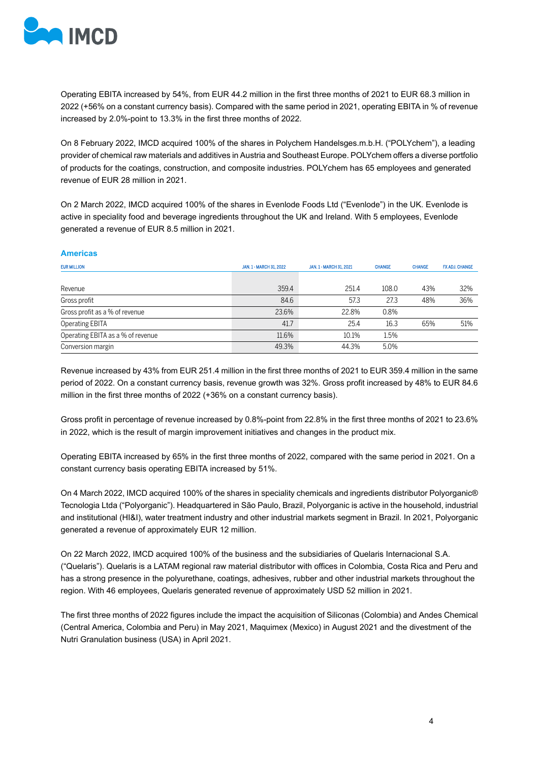Operating EBITA increased by 54%, from EUR 44.2 million in the first three months of 2021 to EUR 68.3 million in 2022 (+56% on a constant currency basis). Compared with the same period in 2021, operating EBITA in % of revenue increased by 2.0%-point to 13.3% in the first three months of 2022.

On 8 February 2022, IMCD acquired 100% of the shares in Polychem Handelsges.m.b.H. ("POLYchem"), a leading provider of chemical raw materials and additives in Austria and Southeast Europe. POLYchem offers a diverse portfolio of products for the coatings, construction, and composite industries. POLYchem has 65 employees and generated revenue of EUR 28 million in 2021.

On 2 March 2022, IMCD acquired 100% of the shares in Evenlode Foods Ltd ("Evenlode") in the UK. Evenlode is active in speciality food and beverage ingredients throughout the UK and Ireland. With 5 employees, Evenlode generated a revenue of EUR 8.5 million in 2021.

## Americas

| EUR MILLION | JAN. 1 - MARCH 31, 2022 | JAN. 1 - MARCH 31, 2021 | CHANGE | CHANGE | FX ADJ. CHANGE |
|---|---|---|---|---|---|
| Revenue | 359.4 | 251.4 | 108.0 | 43% | 32% |
| Gross profit | 84.6 | 57.3 | 27.3 | 48% | 36% |
| Gross profit as a % of revenue | 23.6% | 22.8% | 0.8% | | |
| Operating EBITA | 41.7 | 25.4 | 16.3 | 65% | 51% |
| Operating EBITA as a % of revenue | 11.6% | 10.1% | 1.5% | | |
| Conversion margin | 49.3% | 44.3% | 5.0% | | |

Revenue increased by 43% from EUR 251.4 million in the first three months of 2021 to EUR 359.4 million in the same period of 2022. On a constant currency basis, revenue growth was 32%. Gross profit increased by 48% to EUR 84.6 million in the first three months of 2022 (+36% on a constant currency basis).

Gross profit in percentage of revenue increased by 0.8%-point from 22.8% in the first three months of 2021 to 23.6% in 2022, which is the result of margin improvement initiatives and changes in the product mix.

Operating EBITA increased by 65% in the first three months of 2022, compared with the same period in 2021. On a constant currency basis operating EBITA increased by 51%.

On 4 March 2022, IMCD acquired 100% of the shares in speciality chemicals and ingredients distributor Polyorganic® Tecnologia Ltda ("Polyorganic"). Headquartered in São Paulo, Brazil, Polyorganic is active in the household, industrial and institutional (HI&I), water treatment industry and other industrial markets segment in Brazil. In 2021, Polyorganic generated a revenue of approximately EUR 12 million.

On 22 March 2022, IMCD acquired 100% of the business and the subsidiaries of Quelaris Internacional S.A. ("Quelaris"). Quelaris is a LATAM regional raw material distributor with offices in Colombia, Costa Rica and Peru and has a strong presence in the polyurethane, coatings, adhesives, rubber and other industrial markets throughout the region. With 46 employees, Quelaris generated revenue of approximately USD 52 million in 2021.

The first three months of 2022 figures include the impact the acquisition of Siliconas (Colombia) and Andes Chemical (Central America, Colombia and Peru) in May 2021, Maquimex (Mexico) in August 2021 and the divestment of the Nutri Granulation business (USA) in April 2021.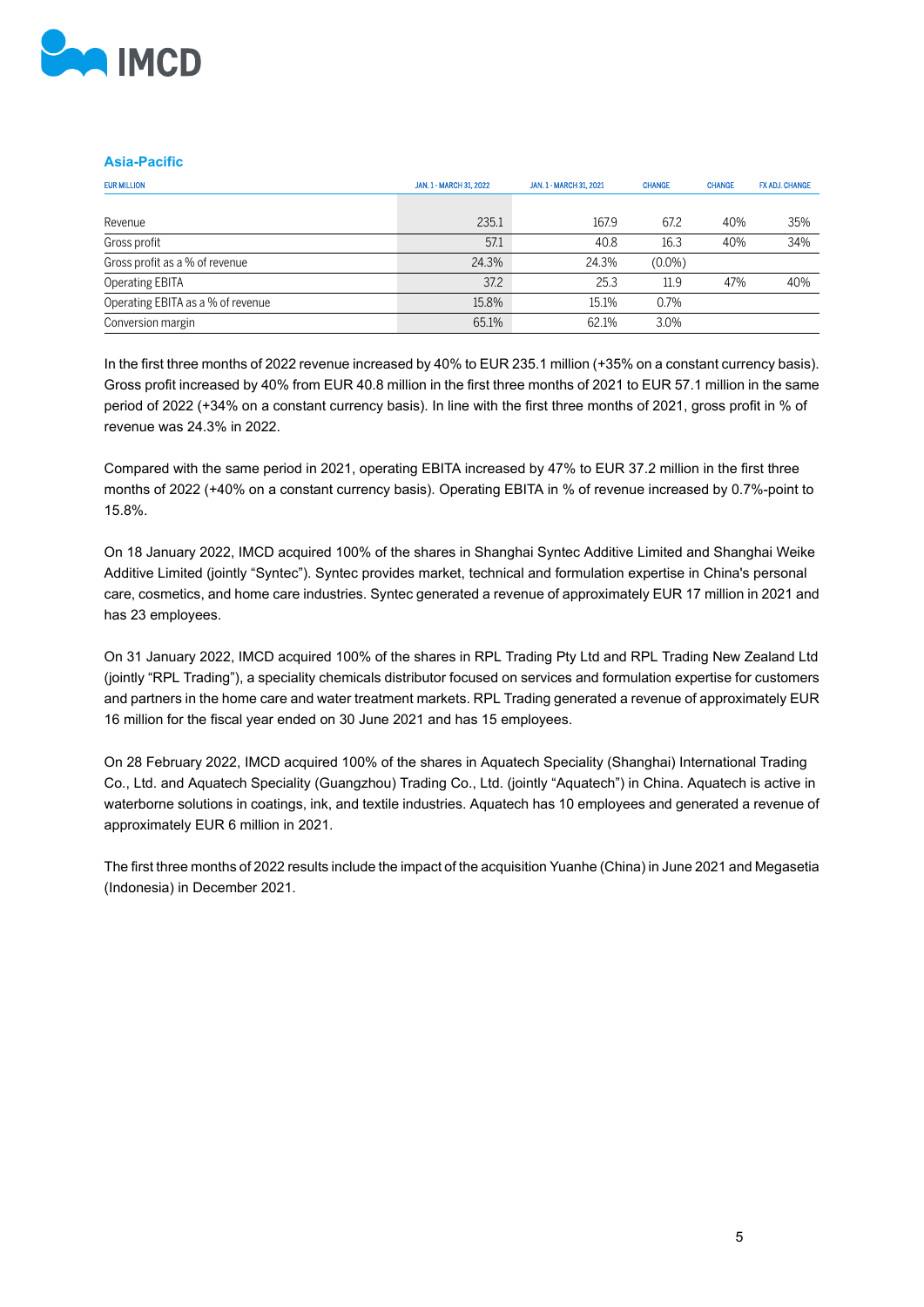## Asia-Pacific

| EUR MILLION | JAN. 1 - MARCH 31, 2022 | JAN. 1 - MARCH 31, 2021 | CHANGE | CHANGE | FX ADJ. CHANGE |
|---|---|---|---|---|---|
| Revenue | 235.1 | 167.9 | 67.2 | 40% | 35% |
| Gross profit | 57.1 | 40.8 | 16.3 | 40% | 34% |
| Gross profit as a % of revenue | 24.3% | 24.3% | (0.0%) | | |
| Operating EBITA | 37.2 | 25.3 | 11.9 | 47% | 40% |
| Operating EBITA as a % of revenue | 15.8% | 15.1% | 0.7% | | |
| Conversion margin | 65.1% | 62.1% | 3.0% | | |

In the first three months of 2022 revenue increased by 40% to EUR 235.1 million (+35% on a constant currency basis). Gross profit increased by 40% from EUR 40.8 million in the first three months of 2021 to EUR 57.1 million in the same period of 2022 (+34% on a constant currency basis). In line with the first three months of 2021, gross profit in % of revenue was 24.3% in 2022.

Compared with the same period in 2021, operating EBITA increased by 47% to EUR 37.2 million in the first three months of 2022 (+40% on a constant currency basis). Operating EBITA in % of revenue increased by 0.7%-point to 15.8%.

On 18 January 2022, IMCD acquired 100% of the shares in Shanghai Syntec Additive Limited and Shanghai Weike Additive Limited (jointly "Syntec"). Syntec provides market, technical and formulation expertise in China's personal care, cosmetics, and home care industries. Syntec generated a revenue of approximately EUR 17 million in 2021 and has 23 employees.

On 31 January 2022, IMCD acquired 100% of the shares in RPL Trading Pty Ltd and RPL Trading New Zealand Ltd (jointly "RPL Trading"), a speciality chemicals distributor focused on services and formulation expertise for customers and partners in the home care and water treatment markets. RPL Trading generated a revenue of approximately EUR 16 million for the fiscal year ended on 30 June 2021 and has 15 employees.

On 28 February 2022, IMCD acquired 100% of the shares in Aquatech Speciality (Shanghai) International Trading Co., Ltd. and Aquatech Speciality (Guangzhou) Trading Co., Ltd. (jointly "Aquatech") in China. Aquatech is active in waterborne solutions in coatings, ink, and textile industries. Aquatech has 10 employees and generated a revenue of approximately EUR 6 million in 2021.

The first three months of 2022 results include the impact of the acquisition Yuanhe (China) in June 2021 and Megasetia (Indonesia) in December 2021.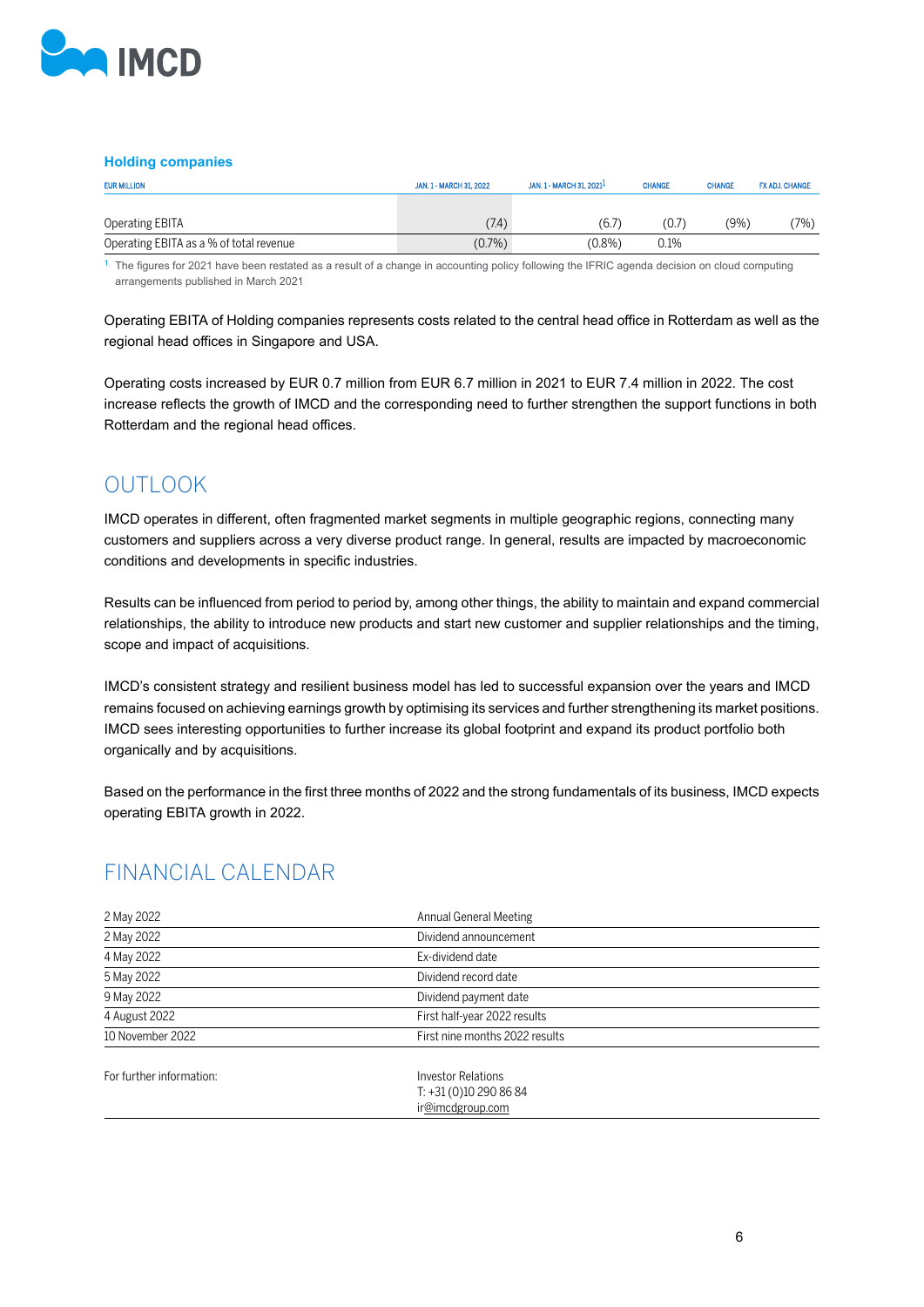### Holding companies

| EUR MILLION | JAN. 1 - MARCH 31, 2022 | JAN. 1 - MARCH 31, 2021[1] | CHANGE | CHANGE | FX ADJ. CHANGE |
|---|---|---|---|---|---|
| Operating EBITA | (7.4) | (6.7) | (0.7) | (9%) | (7%) |
| Operating EBITA as a % of total revenue | (0.7%) | (0.8%) | 0.1% | | |

[1] The figures for 2021 have been restated as a result of a change in accounting policy following the IFRIC agenda decision on cloud computing arrangements published in March 2021

Operating EBITA of Holding companies represents costs related to the central head office in Rotterdam as well as the regional head offices in Singapore and USA.

Operating costs increased by EUR 0.7 million from EUR 6.7 million in 2021 to EUR 7.4 million in 2022. The cost increase reflects the growth of IMCD and the corresponding need to further strengthen the support functions in both Rotterdam and the regional head offices.

## OUTLOOK

IMCD operates in different, often fragmented market segments in multiple geographic regions, connecting many customers and suppliers across a very diverse product range. In general, results are impacted by macroeconomic conditions and developments in specific industries.

Results can be influenced from period to period by, among other things, the ability to maintain and expand commercial relationships, the ability to introduce new products and start new customer and supplier relationships and the timing, scope and impact of acquisitions.

IMCD's consistent strategy and resilient business model has led to successful expansion over the years and IMCD remains focused on achieving earnings growth by optimising its services and further strengthening its market positions. IMCD sees interesting opportunities to further increase its global footprint and expand its product portfolio both organically and by acquisitions.

Based on the performance in the first three months of 2022 and the strong fundamentals of its business, IMCD expects operating EBITA growth in 2022.

## FINANCIAL CALENDAR

| | |
|---|---|
| 2 May 2022 | Annual General Meeting |
| 2 May 2022 | Dividend announcement |
| 4 May 2022 | Ex-dividend date |
| 5 May 2022 | Dividend record date |
| 9 May 2022 | Dividend payment date |
| 4 August 2022 | First half-year 2022 results |
| 10 November 2022 | First nine months 2022 results |

| | |
|---|---|
| For further information: | Investor Relations<br>T: +31 (0)10 290 86 84<br>ir@imcdgroup.com |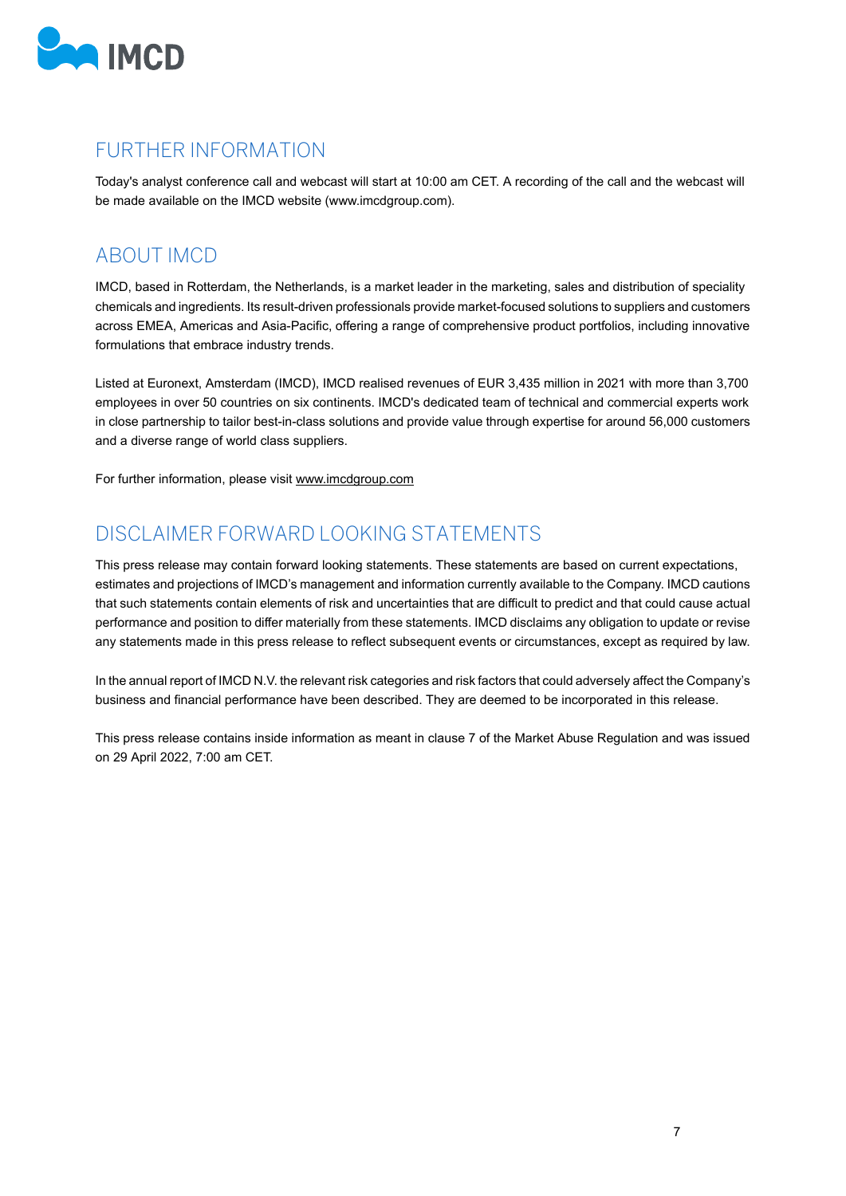## FURTHER INFORMATION

Today's analyst conference call and webcast will start at 10:00 am CET. A recording of the call and the webcast will be made available on the IMCD website (www.imcdgroup.com).

## ABOUT IMCD

IMCD, based in Rotterdam, the Netherlands, is a market leader in the marketing, sales and distribution of speciality chemicals and ingredients. Its result-driven professionals provide market-focused solutions to suppliers and customers across EMEA, Americas and Asia-Pacific, offering a range of comprehensive product portfolios, including innovative formulations that embrace industry trends.

Listed at Euronext, Amsterdam (IMCD), IMCD realised revenues of EUR 3,435 million in 2021 with more than 3,700 employees in over 50 countries on six continents. IMCD's dedicated team of technical and commercial experts work in close partnership to tailor best-in-class solutions and provide value through expertise for around 56,000 customers and a diverse range of world class suppliers.

For further information, please visit www.imcdgroup.com

## DISCLAIMER FORWARD LOOKING STATEMENTS

This press release may contain forward looking statements. These statements are based on current expectations, estimates and projections of IMCD's management and information currently available to the Company. IMCD cautions that such statements contain elements of risk and uncertainties that are difficult to predict and that could cause actual performance and position to differ materially from these statements. IMCD disclaims any obligation to update or revise any statements made in this press release to reflect subsequent events or circumstances, except as required by law.

In the annual report of IMCD N.V. the relevant risk categories and risk factors that could adversely affect the Company's business and financial performance have been described. They are deemed to be incorporated in this release.

This press release contains inside information as meant in clause 7 of the Market Abuse Regulation and was issued on 29 April 2022, 7:00 am CET.